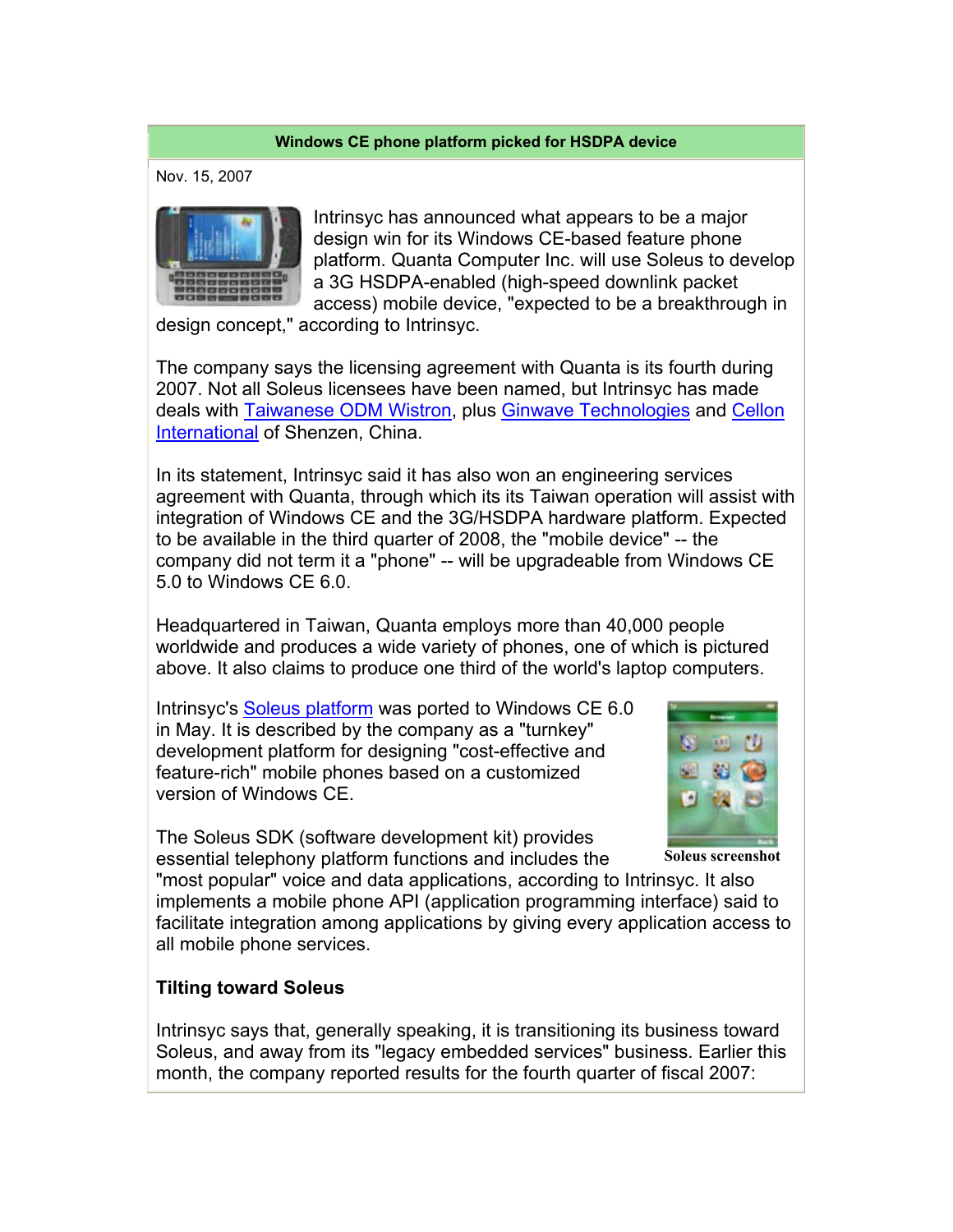# Windows CE phone platform picked for HSDPA device

Nov. 15, 2007

Intrinsyc has announced what appears to be a major design win for its Windows CE-based feature phone platform. Quanta Computer Inc. will use Soleus to develop a 3G HSDPA-enabled (high-speed downlink packet access) mobile device, "expected to be a breakthrough in design concept," according to Intrinsyc.

The company says the licensing agreement with Quanta is its fourth during 2007. Not all Soleus licensees have been named, but Intrinsyc has made deals with Taiwanese ODM Wistron, plus Ginwave Technologies and Cellon International of Shenzen, China.

In its statement, Intrinsyc said it has also won an engineering services agreement with Quanta, through which its its Taiwan operation will assist with integration of Windows CE and the 3G/HSDPA hardware platform. Expected to be available in the third quarter of 2008, the "mobile device" -- the company did not term it a "phone" -- will be upgradeable from Windows CE 5.0 to Windows CE 6.0.

Headquartered in Taiwan, Quanta employs more than 40,000 people worldwide and produces a wide variety of phones, one of which is pictured above. It also claims to produce one third of the world's laptop computers.

Intrinsyc's Soleus platform was ported to Windows CE 6.0 in May. It is described by the company as a "turnkey" development platform for designing "cost-effective and feature-rich" mobile phones based on a customized version of Windows CE.

Soleus screenshot

The Soleus SDK (software development kit) provides essential telephony platform functions and includes the "most popular" voice and data applications, according to Intrinsyc. It also implements a mobile phone API (application programming interface) said to facilitate integration among applications by giving every application access to all mobile phone services.

## Tilting toward Soleus

Intrinsyc says that, generally speaking, it is transitioning its business toward Soleus, and away from its "legacy embedded services" business. Earlier this month, the company reported results for the fourth quarter of fiscal 2007: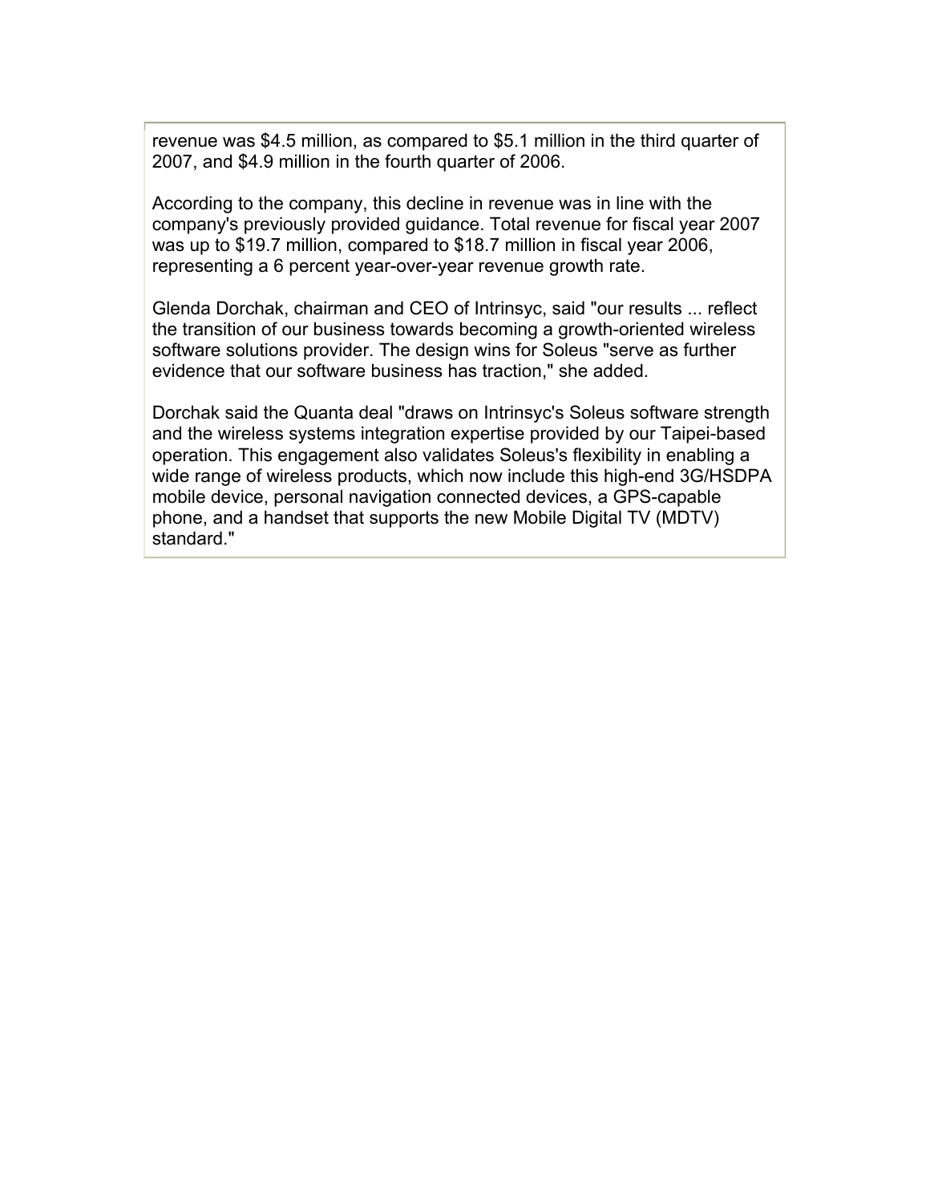revenue was $4.5 million, as compared to $5.1 million in the third quarter of 2007, and $4.9 million in the fourth quarter of 2006.

According to the company, this decline in revenue was in line with the company's previously provided guidance. Total revenue for fiscal year 2007 was up to $19.7 million, compared to $18.7 million in fiscal year 2006, representing a 6 percent year-over-year revenue growth rate.

Glenda Dorchak, chairman and CEO of Intrinsyc, said "our results ... reflect the transition of our business towards becoming a growth-oriented wireless software solutions provider. The design wins for Soleus "serve as further evidence that our software business has traction," she added.

Dorchak said the Quanta deal "draws on Intrinsyc's Soleus software strength and the wireless systems integration expertise provided by our Taipei-based operation. This engagement also validates Soleus's flexibility in enabling a wide range of wireless products, which now include this high-end 3G/HSDPA mobile device, personal navigation connected devices, a GPS-capable phone, and a handset that supports the new Mobile Digital TV (MDTV) standard."